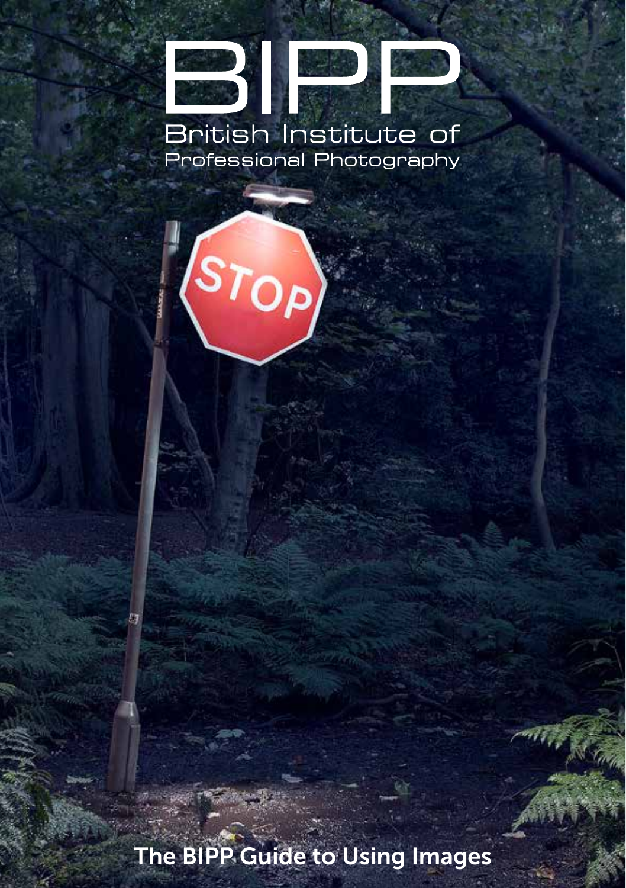# BIPP

British Institute of Professional Photography

# The BIPP Guide to Using Images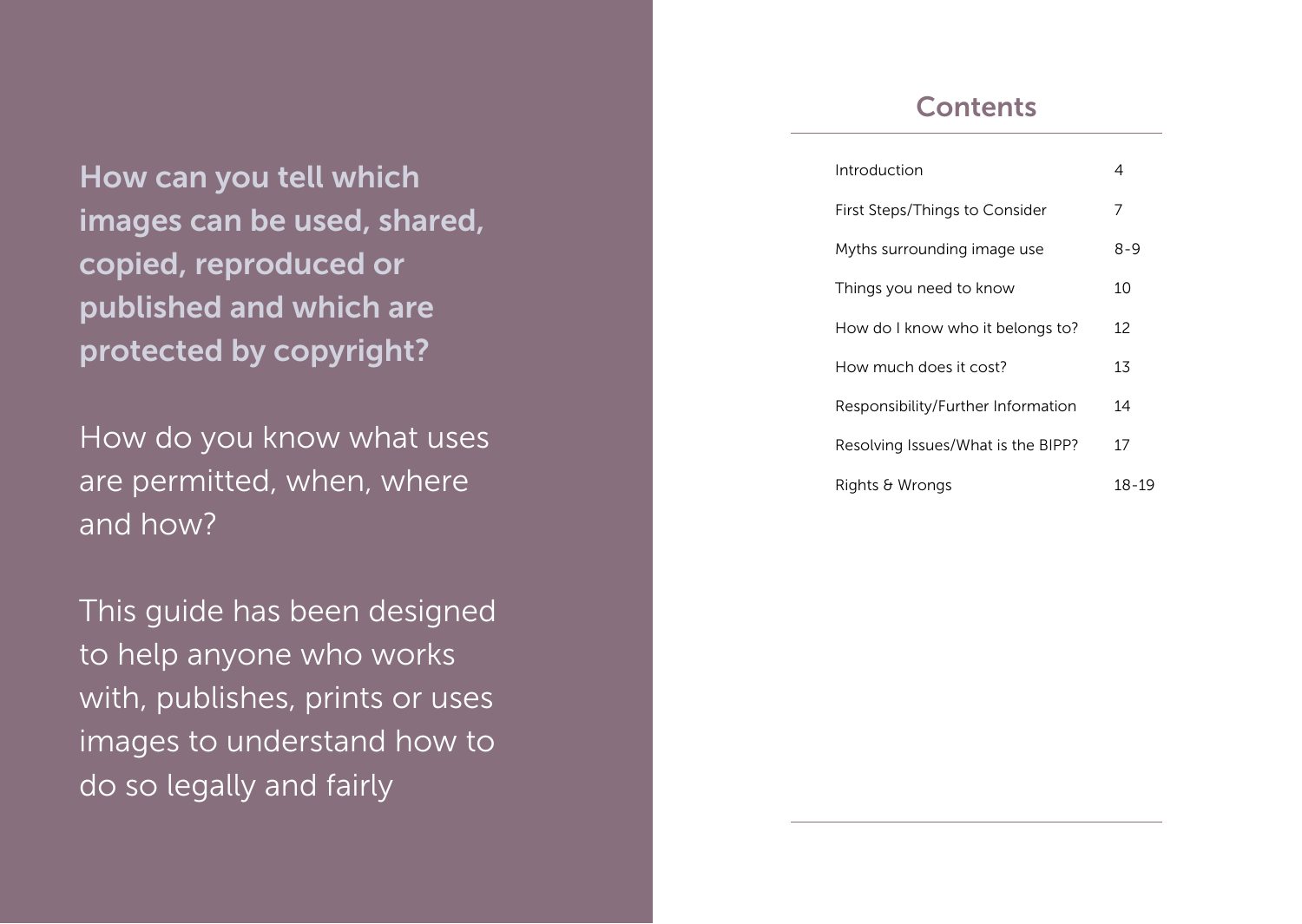**How can you tell which images can be used, shared, copied, reproduced or published and which are protected by copyright?**

How do you know what uses are permitted, when, where and how?

This guide has been designed to help anyone who works with, publishes, prints or uses images to understand how to do so legally and fairly

## Contents

| Section | Page |
| --- | --- |
| Introduction | 4 |
| First Steps/Things to Consider | 7 |
| Myths surrounding image use | 8-9 |
| Things you need to know | 10 |
| How do I know who it belongs to? | 12 |
| How much does it cost? | 13 |
| Responsibility/Further Information | 14 |
| Resolving Issues/What is the BIPP? | 17 |
| Rights & Wrongs | 18-19 |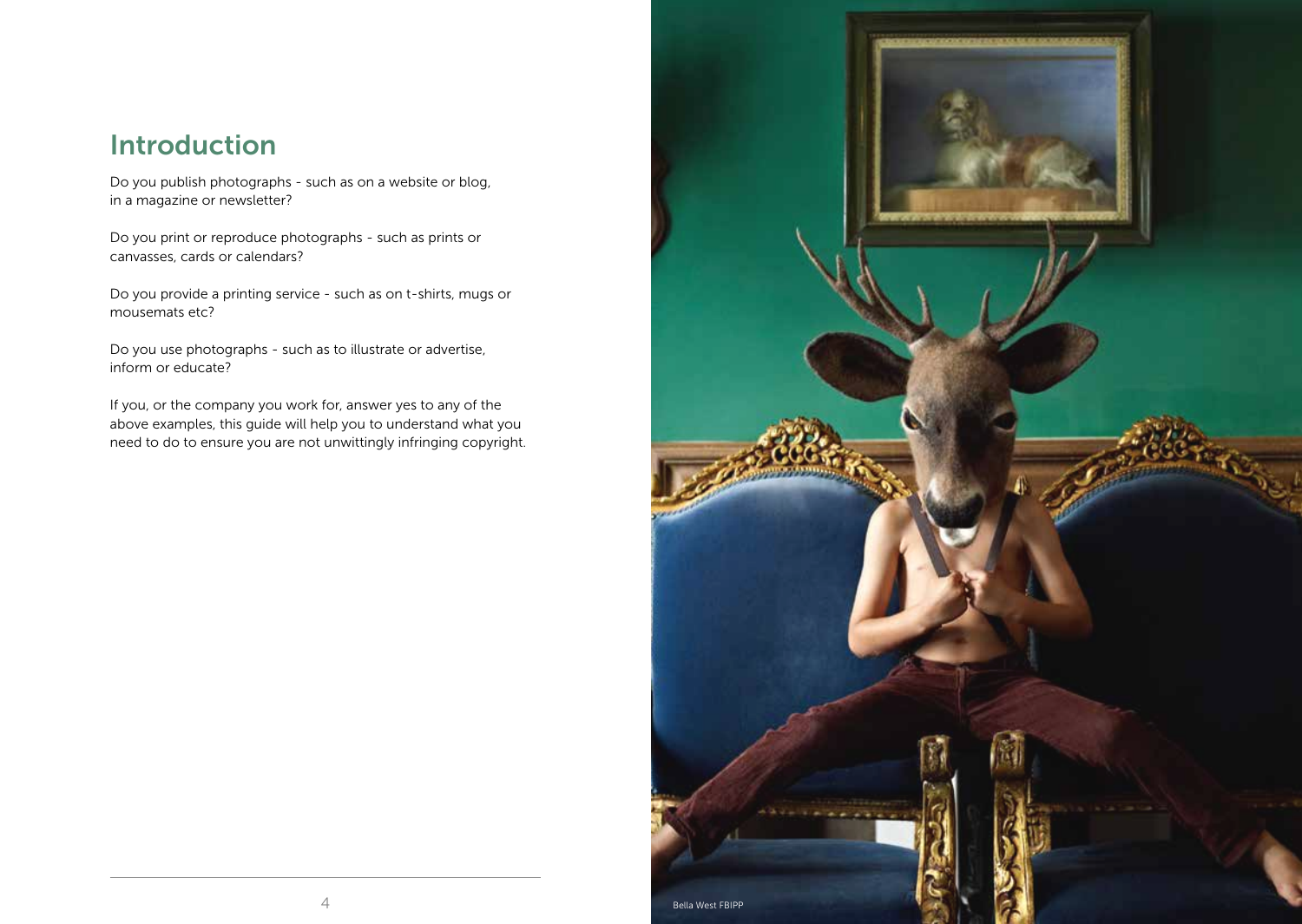## Introduction

Do you publish photographs - such as on a website or blog, in a magazine or newsletter?

Do you print or reproduce photographs - such as prints or canvasses, cards or calendars?

Do you provide a printing service - such as on t-shirts, mugs or mousemats etc?

Do you use photographs - such as to illustrate or advertise, inform or educate?

If you, or the company you work for, answer yes to any of the above examples, this guide will help you to understand what you need to do to ensure you are not unwittingly infringing copyright.

Bella West FBIPP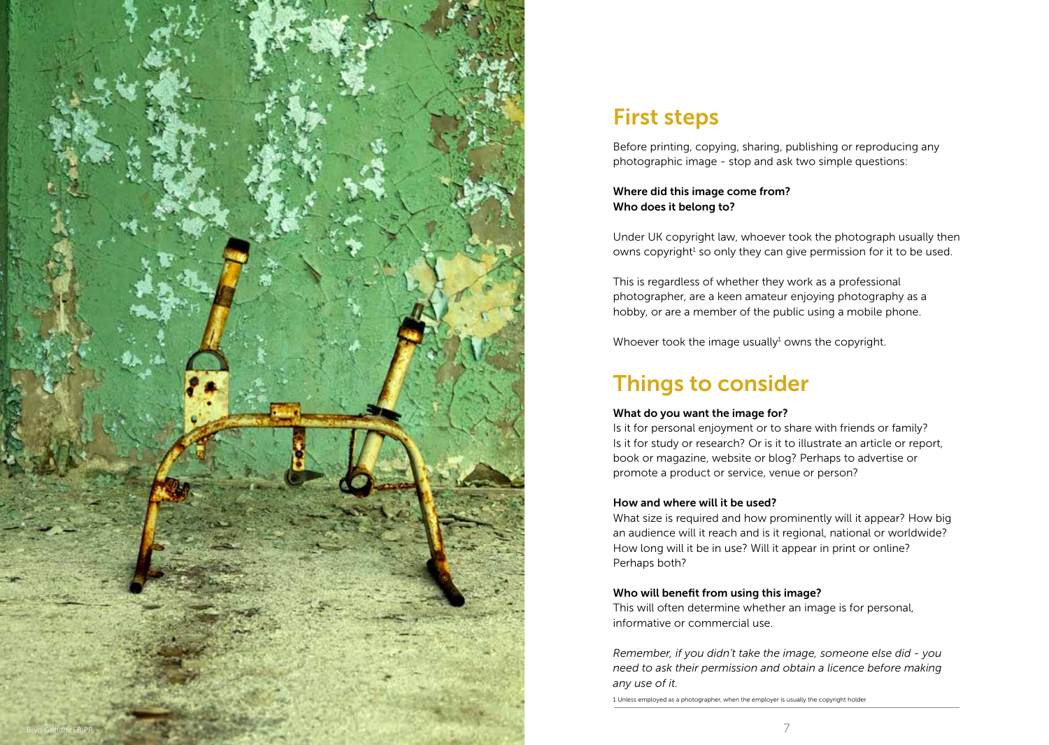# First steps

Before printing, copying, sharing, publishing or reproducing any photographic image - stop and ask two simple questions:

**Where did this image come from?**
**Who does it belong to?**

Under UK copyright law, whoever took the photograph usually then owns copyright[1] so only they can give permission for it to be used.

This is regardless of whether they work as a professional photographer, are a keen amateur enjoying photography as a hobby, or are a member of the public using a mobile phone.

Whoever took the image usually[1] owns the copyright.

# Things to consider

**What do you want the image for?**
Is it for personal enjoyment or to share with friends or family? Is it for study or research? Or is it to illustrate an article or report, book or magazine, website or blog? Perhaps to advertise or promote a product or service, venue or person?

**How and where will it be used?**
What size is required and how prominently will it appear? How big an audience will it reach and is it regional, national or worldwide? How long will it be in use? Will it appear in print or online? Perhaps both?

**Who will benefit from using this image?**
This will often determine whether an image is for personal, informative or commercial use.

*Remember, if you didn't take the image, someone else did - you need to ask their permission and obtain a licence before making any use of it.*

1 Unless employed as a photographer, when the employer is usually the copyright holder

Bryn Griffiths FBIPP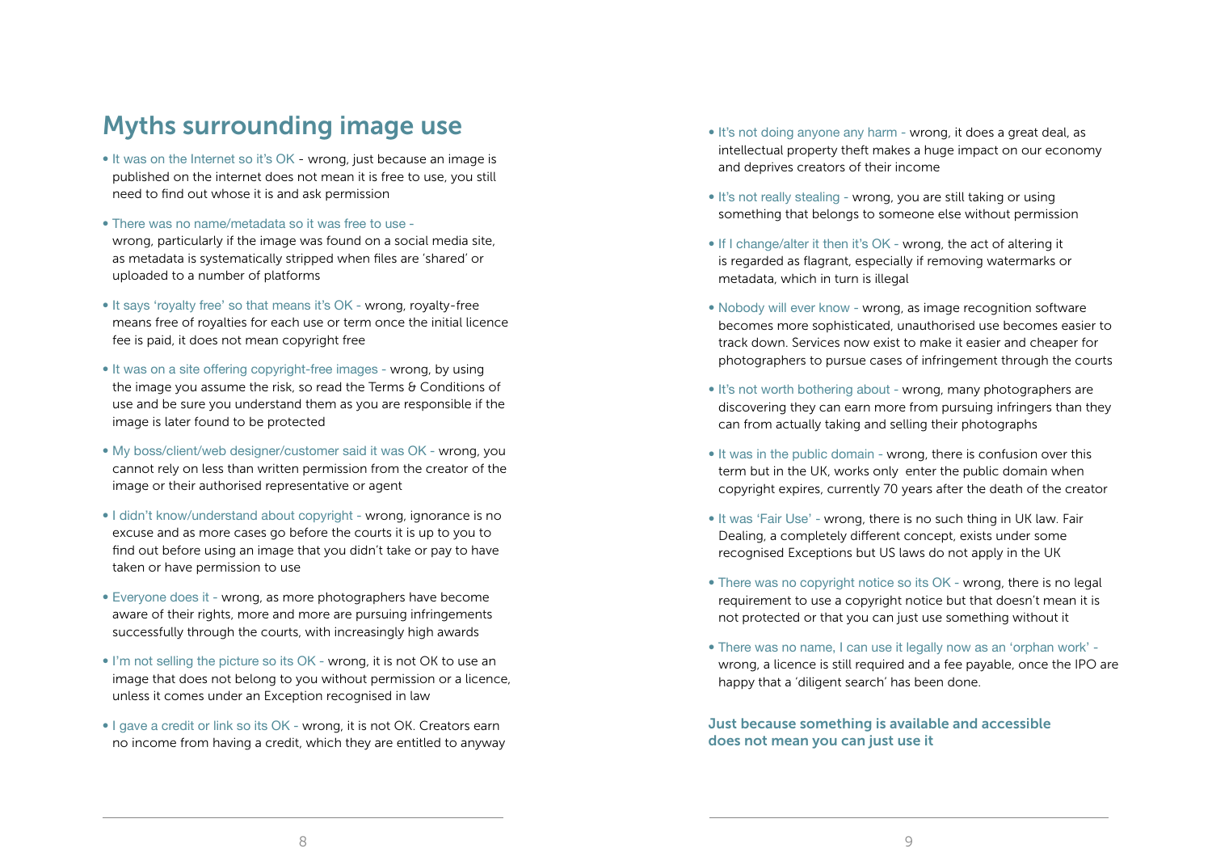## Myths surrounding image use

- It was on the Internet so it's OK - wrong, just because an image is published on the internet does not mean it is free to use, you still need to find out whose it is and ask permission
- There was no name/metadata so it was free to use - wrong, particularly if the image was found on a social media site, as metadata is systematically stripped when files are 'shared' or uploaded to a number of platforms
- It says 'royalty free' so that means it's OK - wrong, royalty-free means free of royalties for each use or term once the initial licence fee is paid, it does not mean copyright free
- It was on a site offering copyright-free images - wrong, by using the image you assume the risk, so read the Terms & Conditions of use and be sure you understand them as you are responsible if the image is later found to be protected
- My boss/client/web designer/customer said it was OK - wrong, you cannot rely on less than written permission from the creator of the image or their authorised representative or agent
- I didn't know/understand about copyright - wrong, ignorance is no excuse and as more cases go before the courts it is up to you to find out before using an image that you didn't take or pay to have taken or have permission to use
- Everyone does it - wrong, as more photographers have become aware of their rights, more and more are pursuing infringements successfully through the courts, with increasingly high awards
- I'm not selling the picture so its OK - wrong, it is not OK to use an image that does not belong to you without permission or a licence, unless it comes under an Exception recognised in law
- I gave a credit or link so its OK - wrong, it is not OK. Creators earn no income from having a credit, which they are entitled to anyway
- It's not doing anyone any harm - wrong, it does a great deal, as intellectual property theft makes a huge impact on our economy and deprives creators of their income
- It's not really stealing - wrong, you are still taking or using something that belongs to someone else without permission
- If I change/alter it then it's OK - wrong, the act of altering it is regarded as flagrant, especially if removing watermarks or metadata, which in turn is illegal
- Nobody will ever know - wrong, as image recognition software becomes more sophisticated, unauthorised use becomes easier to track down. Services now exist to make it easier and cheaper for photographers to pursue cases of infringement through the courts
- It's not worth bothering about - wrong, many photographers are discovering they can earn more from pursuing infringers than they can from actually taking and selling their photographs
- It was in the public domain - wrong, there is confusion over this term but in the UK, works only enter the public domain when copyright expires, currently 70 years after the death of the creator
- It was 'Fair Use' - wrong, there is no such thing in UK law. Fair Dealing, a completely different concept, exists under some recognised Exceptions but US laws do not apply in the UK
- There was no copyright notice so its OK - wrong, there is no legal requirement to use a copyright notice but that doesn't mean it is not protected or that you can just use something without it
- There was no name, I can use it legally now as an 'orphan work' - wrong, a licence is still required and a fee payable, once the IPO are happy that a 'diligent search' has been done.

**Just because something is available and accessible does not mean you can just use it**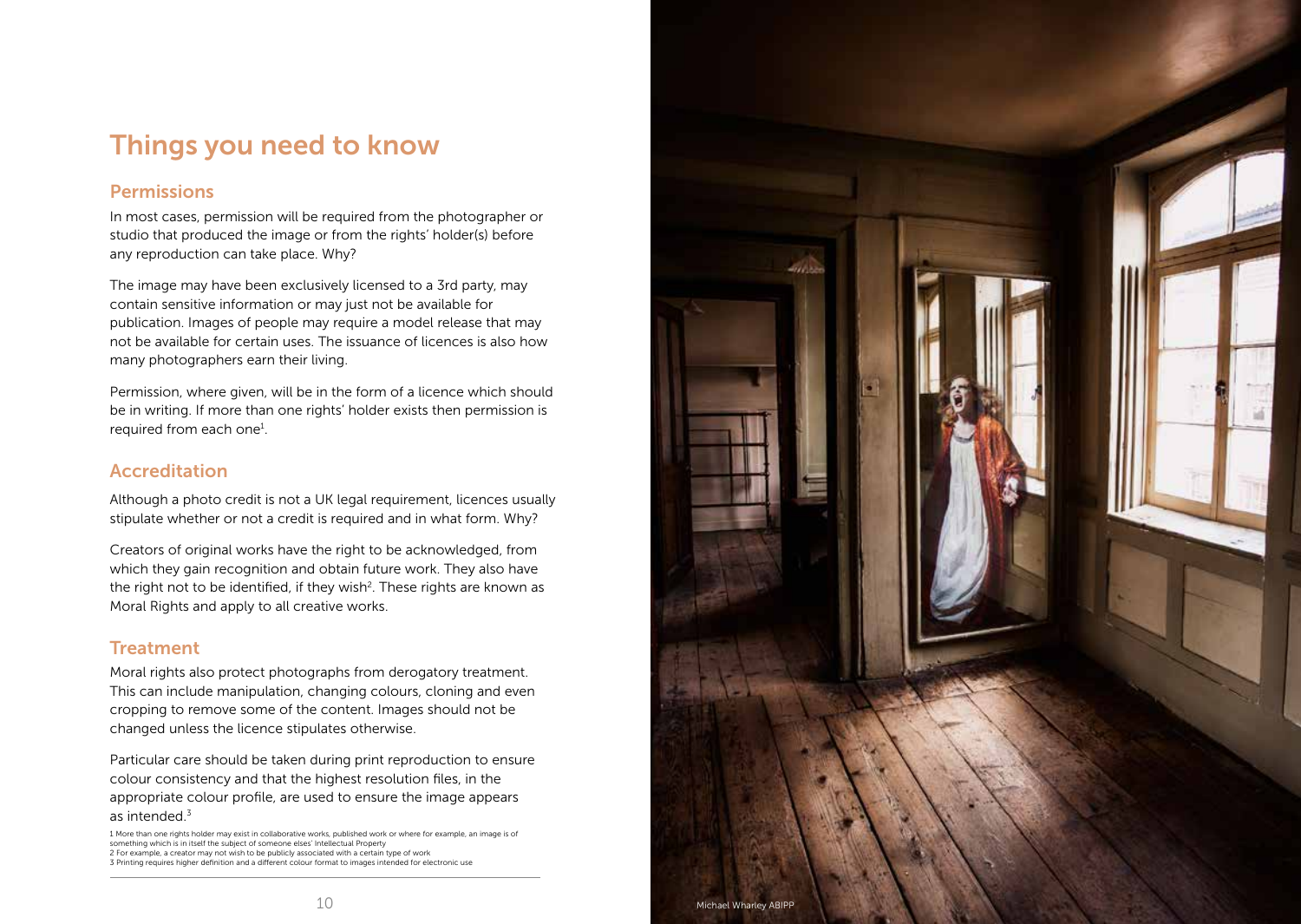# Things you need to know

## Permissions

In most cases, permission will be required from the photographer or studio that produced the image or from the rights' holder(s) before any reproduction can take place. Why?

The image may have been exclusively licensed to a 3rd party, may contain sensitive information or may just not be available for publication. Images of people may require a model release that may not be available for certain uses. The issuance of licences is also how many photographers earn their living.

Permission, where given, will be in the form of a licence which should be in writing. If more than one rights' holder exists then permission is required from each one[1].

## Accreditation

Although a photo credit is not a UK legal requirement, licences usually stipulate whether or not a credit is required and in what form. Why?

Creators of original works have the right to be acknowledged, from which they gain recognition and obtain future work. They also have the right not to be identified, if they wish[2]. These rights are known as Moral Rights and apply to all creative works.

## Treatment

Moral rights also protect photographs from derogatory treatment. This can include manipulation, changing colours, cloning and even cropping to remove some of the content. Images should not be changed unless the licence stipulates otherwise.

Particular care should be taken during print reproduction to ensure colour consistency and that the highest resolution files, in the appropriate colour profile, are used to ensure the image appears as intended.[3]

1 More than one rights holder may exist in collaborative works, published work or where for example, an image is of something which is in itself the subject of someone elses' Intellectual Property
2 For example, a creator may not wish to be publicly associated with a certain type of work
3 Printing requires higher definition and a different colour format to images intended for electronic use

Michael Wharley ABIPP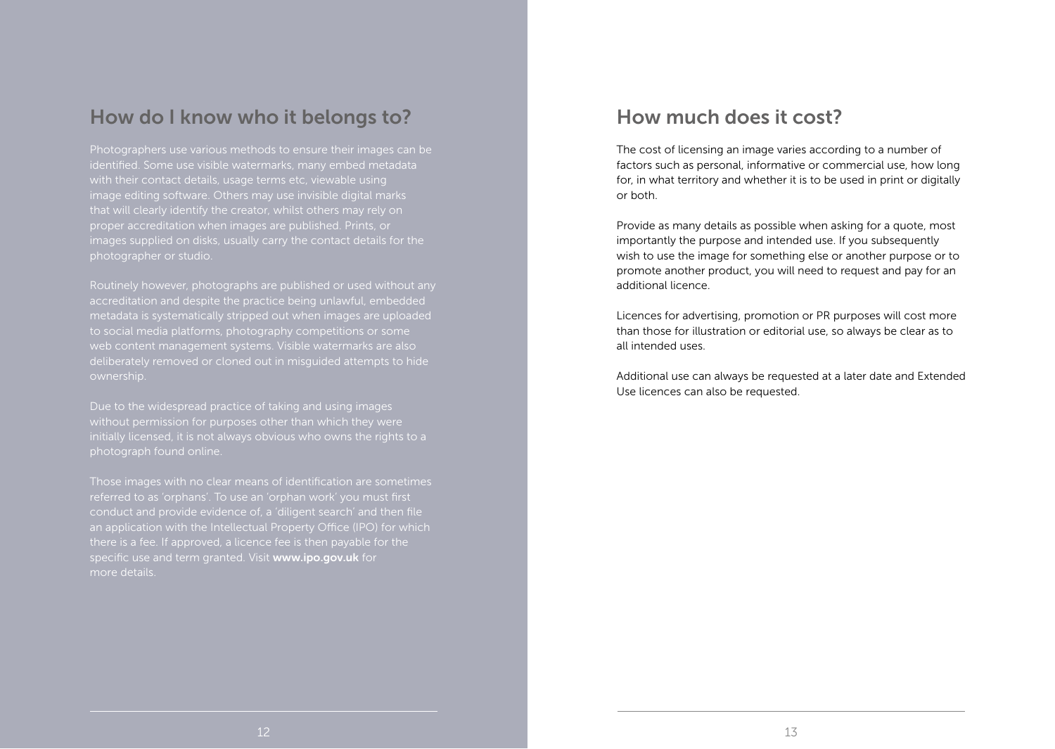## How do I know who it belongs to?

Photographers use various methods to ensure their images can be identified. Some use visible watermarks, many embed metadata with their contact details, usage terms etc, viewable using image editing software. Others may use invisible digital marks that will clearly identify the creator, whilst others may rely on proper accreditation when images are published. Prints, or images supplied on disks, usually carry the contact details for the photographer or studio.

Routinely however, photographs are published or used without any accreditation and despite the practice being unlawful, embedded metadata is systematically stripped out when images are uploaded to social media platforms, photography competitions or some web content management systems. Visible watermarks are also deliberately removed or cloned out in misguided attempts to hide ownership.

Due to the widespread practice of taking and using images without permission for purposes other than which they were initially licensed, it is not always obvious who owns the rights to a photograph found online.

Those images with no clear means of identification are sometimes referred to as 'orphans'. To use an 'orphan work' you must first conduct and provide evidence of, a 'diligent search' and then file an application with the Intellectual Property Office (IPO) for which there is a fee. If approved, a licence fee is then payable for the specific use and term granted. Visit **www.ipo.gov.uk** for more details.

## How much does it cost?

The cost of licensing an image varies according to a number of factors such as personal, informative or commercial use, how long for, in what territory and whether it is to be used in print or digitally or both.

Provide as many details as possible when asking for a quote, most importantly the purpose and intended use. If you subsequently wish to use the image for something else or another purpose or to promote another product, you will need to request and pay for an additional licence.

Licences for advertising, promotion or PR purposes will cost more than those for illustration or editorial use, so always be clear as to all intended uses.

Additional use can always be requested at a later date and Extended Use licences can also be requested.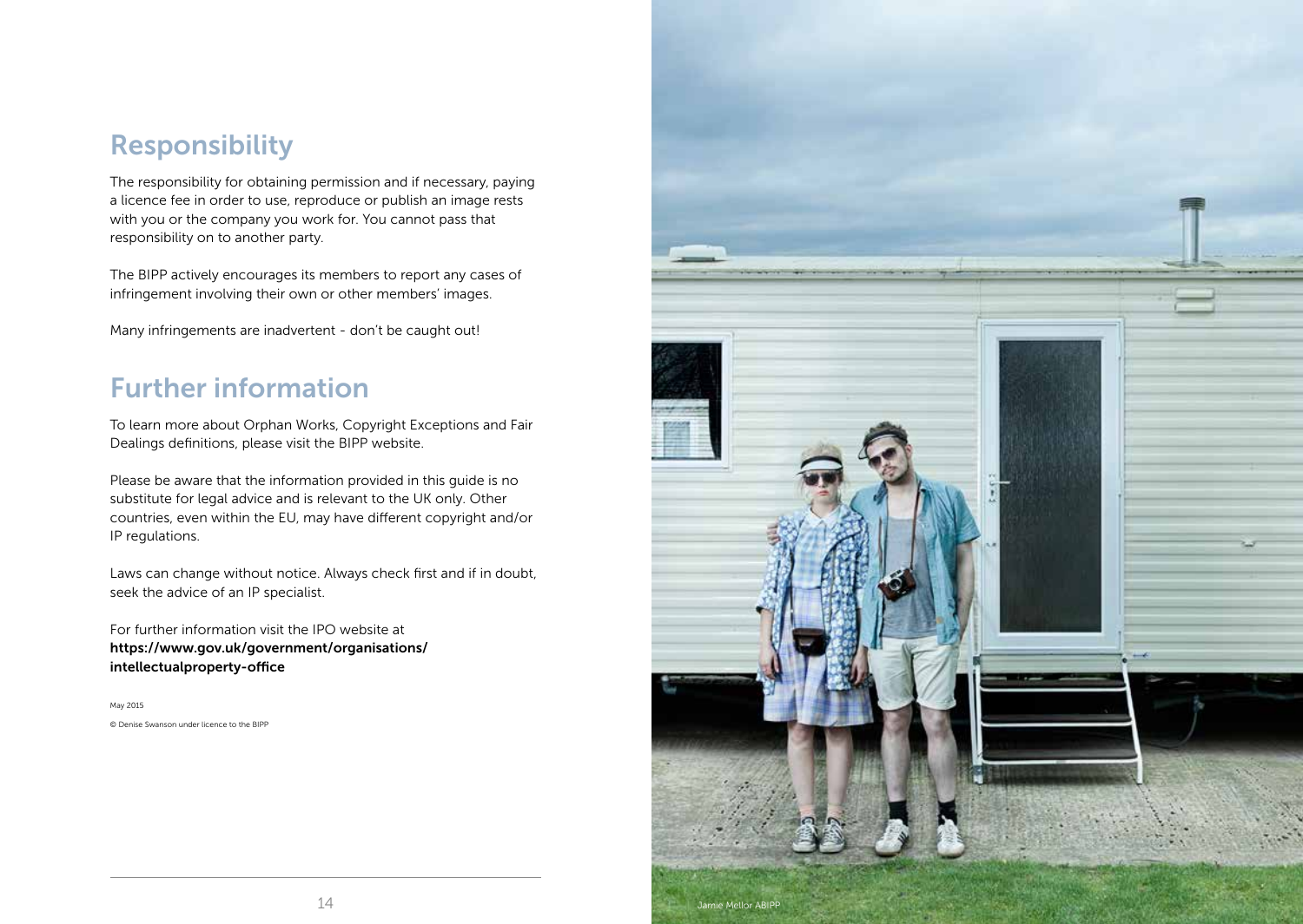## Responsibility

The responsibility for obtaining permission and if necessary, paying a licence fee in order to use, reproduce or publish an image rests with you or the company you work for. You cannot pass that responsibility on to another party.

The BIPP actively encourages its members to report any cases of infringement involving their own or other members' images.

Many infringements are inadvertent - don't be caught out!

## Further information

To learn more about Orphan Works, Copyright Exceptions and Fair Dealings definitions, please visit the BIPP website.

Please be aware that the information provided in this guide is no substitute for legal advice and is relevant to the UK only. Other countries, even within the EU, may have different copyright and/or IP regulations.

Laws can change without notice. Always check first and if in doubt, seek the advice of an IP specialist.

For further information visit the IPO website at **https://www.gov.uk/government/organisations/intellectualproperty-office**

May 2015

© Denise Swanson under licence to the BIPP

Jamie Mellor ABIPP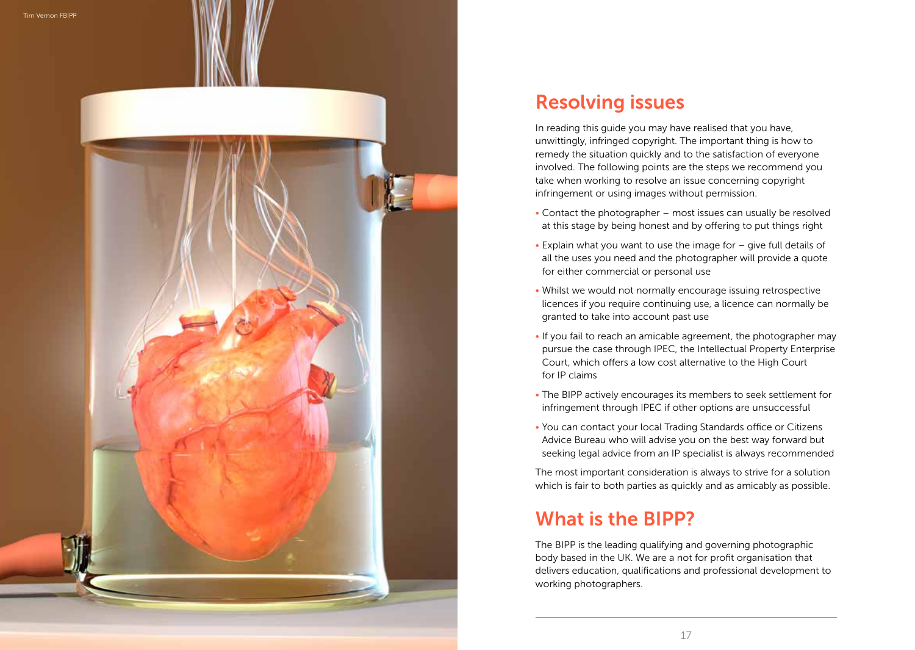Tim Vernon FBIPP

## Resolving issues

In reading this guide you may have realised that you have, unwittingly, infringed copyright. The important thing is how to remedy the situation quickly and to the satisfaction of everyone involved. The following points are the steps we recommend you take when working to resolve an issue concerning copyright infringement or using images without permission.

- Contact the photographer – most issues can usually be resolved at this stage by being honest and by offering to put things right
- Explain what you want to use the image for – give full details of all the uses you need and the photographer will provide a quote for either commercial or personal use
- Whilst we would not normally encourage issuing retrospective licences if you require continuing use, a licence can normally be granted to take into account past use
- If you fail to reach an amicable agreement, the photographer may pursue the case through IPEC, the Intellectual Property Enterprise Court, which offers a low cost alternative to the High Court for IP claims
- The BIPP actively encourages its members to seek settlement for infringement through IPEC if other options are unsuccessful
- You can contact your local Trading Standards office or Citizens Advice Bureau who will advise you on the best way forward but seeking legal advice from an IP specialist is always recommended

The most important consideration is always to strive for a solution which is fair to both parties as quickly and as amicably as possible.

## What is the BIPP?

The BIPP is the leading qualifying and governing photographic body based in the UK. We are a not for profit organisation that delivers education, qualifications and professional development to working photographers.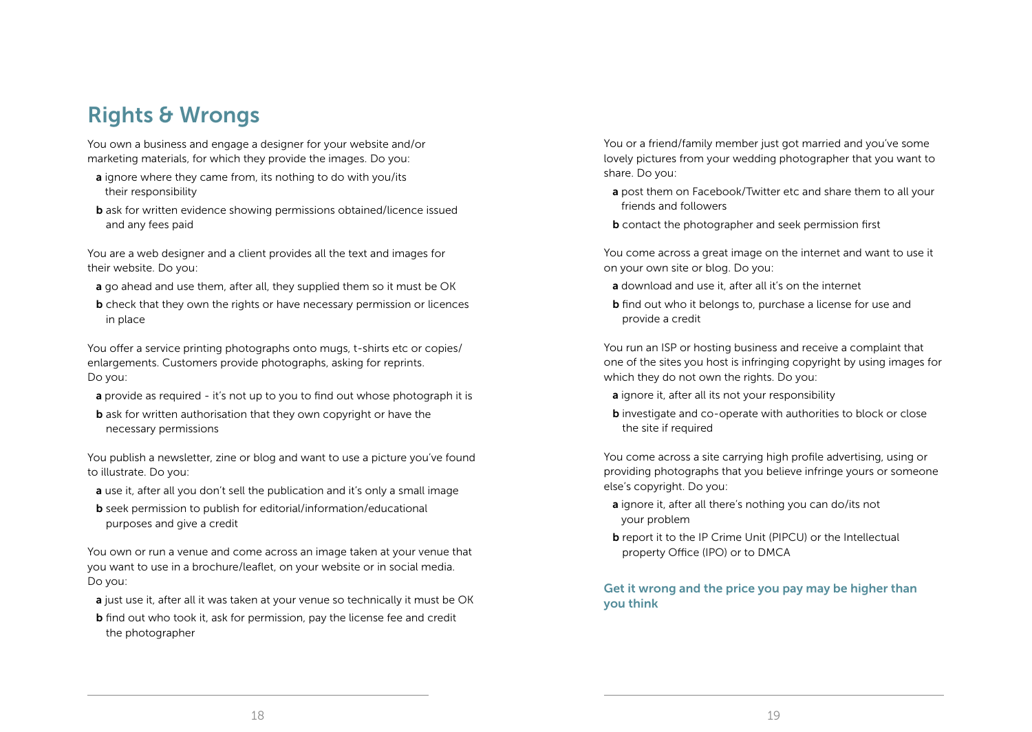## Rights & Wrongs

You own a business and engage a designer for your website and/or marketing materials, for which they provide the images. Do you:

**a** ignore where they came from, its nothing to do with you/its their responsibility

**b** ask for written evidence showing permissions obtained/licence issued and any fees paid

You are a web designer and a client provides all the text and images for their website. Do you:

**a** go ahead and use them, after all, they supplied them so it must be OK

**b** check that they own the rights or have necessary permission or licences in place

You offer a service printing photographs onto mugs, t-shirts etc or copies/enlargements. Customers provide photographs, asking for reprints. Do you:

**a** provide as required - it's not up to you to find out whose photograph it is

**b** ask for written authorisation that they own copyright or have the necessary permissions

You publish a newsletter, zine or blog and want to use a picture you've found to illustrate. Do you:

**a** use it, after all you don't sell the publication and it's only a small image

**b** seek permission to publish for editorial/information/educational purposes and give a credit

You own or run a venue and come across an image taken at your venue that you want to use in a brochure/leaflet, on your website or in social media. Do you:

**a** just use it, after all it was taken at your venue so technically it must be OK

**b** find out who took it, ask for permission, pay the license fee and credit the photographer

You or a friend/family member just got married and you've some lovely pictures from your wedding photographer that you want to share. Do you:

**a** post them on Facebook/Twitter etc and share them to all your friends and followers

**b** contact the photographer and seek permission first

You come across a great image on the internet and want to use it on your own site or blog. Do you:

**a** download and use it, after all it's on the internet

**b** find out who it belongs to, purchase a license for use and provide a credit

You run an ISP or hosting business and receive a complaint that one of the sites you host is infringing copyright by using images for which they do not own the rights. Do you:

**a** ignore it, after all its not your responsibility

**b** investigate and co-operate with authorities to block or close the site if required

You come across a site carrying high profile advertising, using or providing photographs that you believe infringe yours or someone else's copyright. Do you:

**a** ignore it, after all there's nothing you can do/its not your problem

**b** report it to the IP Crime Unit (PIPCU) or the Intellectual property Office (IPO) or to DMCA

**Get it wrong and the price you pay may be higher than you think**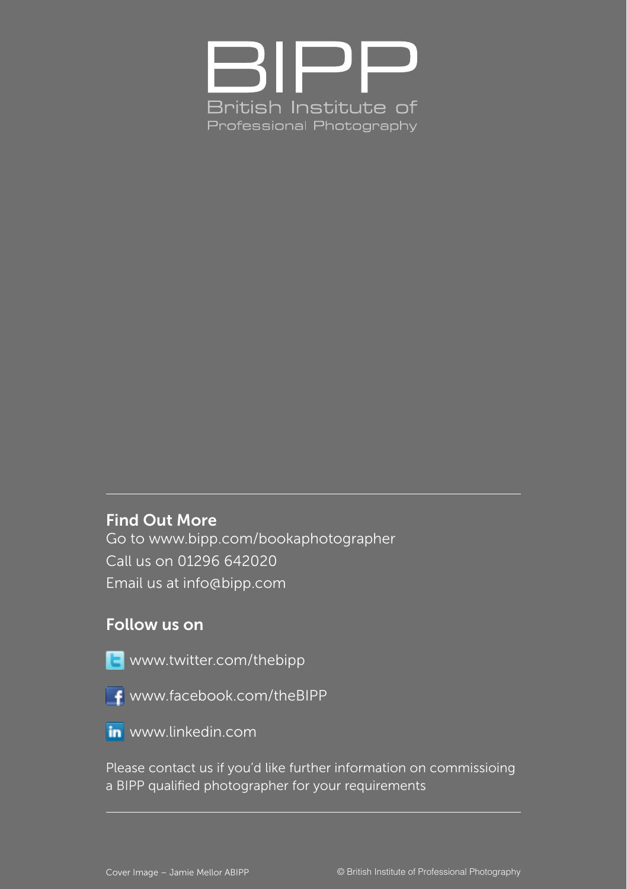# BIPP

British Institute of Professional Photography

## Find Out More

Go to www.bipp.com/bookaphotographer

Call us on 01296 642020

Email us at info@bipp.com

## Follow us on

www.twitter.com/thebipp

www.facebook.com/theBIPP

www.linkedin.com

Please contact us if you'd like further information on commissioing a BIPP qualified photographer for your requirements

Cover Image – Jamie Mellor ABIPP

© British Institute of Professional Photography